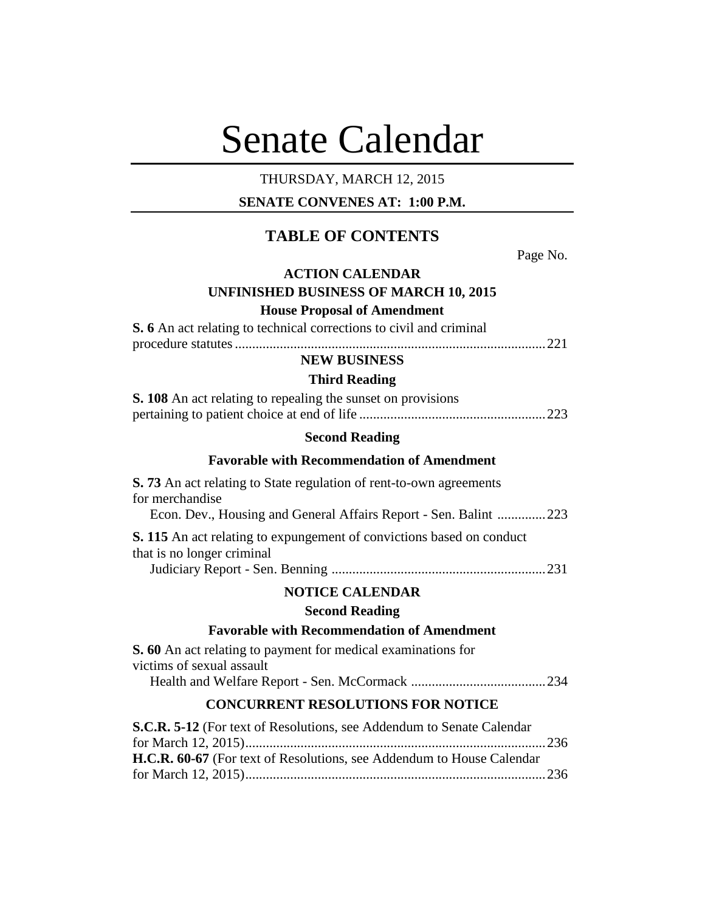# Senate Calendar

THURSDAY, MARCH 12, 2015

**SENATE CONVENES AT: 1:00 P.M.**

## TABLE OF CONTENTS

Page No.

### ACTION CALENDAR

### UNFINISHED BUSINESS OF MARCH 10, 2015

**House Proposal of Amendment**

**S. 6** An act relating to technical corrections to civil and criminal procedure statutes .......... 221

### NEW BUSINESS

**Third Reading**

**S. 108** An act relating to repealing the sunset on provisions pertaining to patient choice at end of life .......... 223

**Second Reading**

**Favorable with Recommendation of Amendment**

**S. 73** An act relating to State regulation of rent-to-own agreements for merchandise
Econ. Dev., Housing and General Affairs Report - Sen. Balint .......... 223

**S. 115** An act relating to expungement of convictions based on conduct that is no longer criminal
Judiciary Report - Sen. Benning .......... 231

### NOTICE CALENDAR

**Second Reading**

**Favorable with Recommendation of Amendment**

**S. 60** An act relating to payment for medical examinations for victims of sexual assault
Health and Welfare Report - Sen. McCormack .......... 234

### CONCURRENT RESOLUTIONS FOR NOTICE

**S.C.R. 5-12** (For text of Resolutions, see Addendum to Senate Calendar for March 12, 2015) .......... 236

**H.C.R. 60-67** (For text of Resolutions, see Addendum to House Calendar for March 12, 2015) .......... 236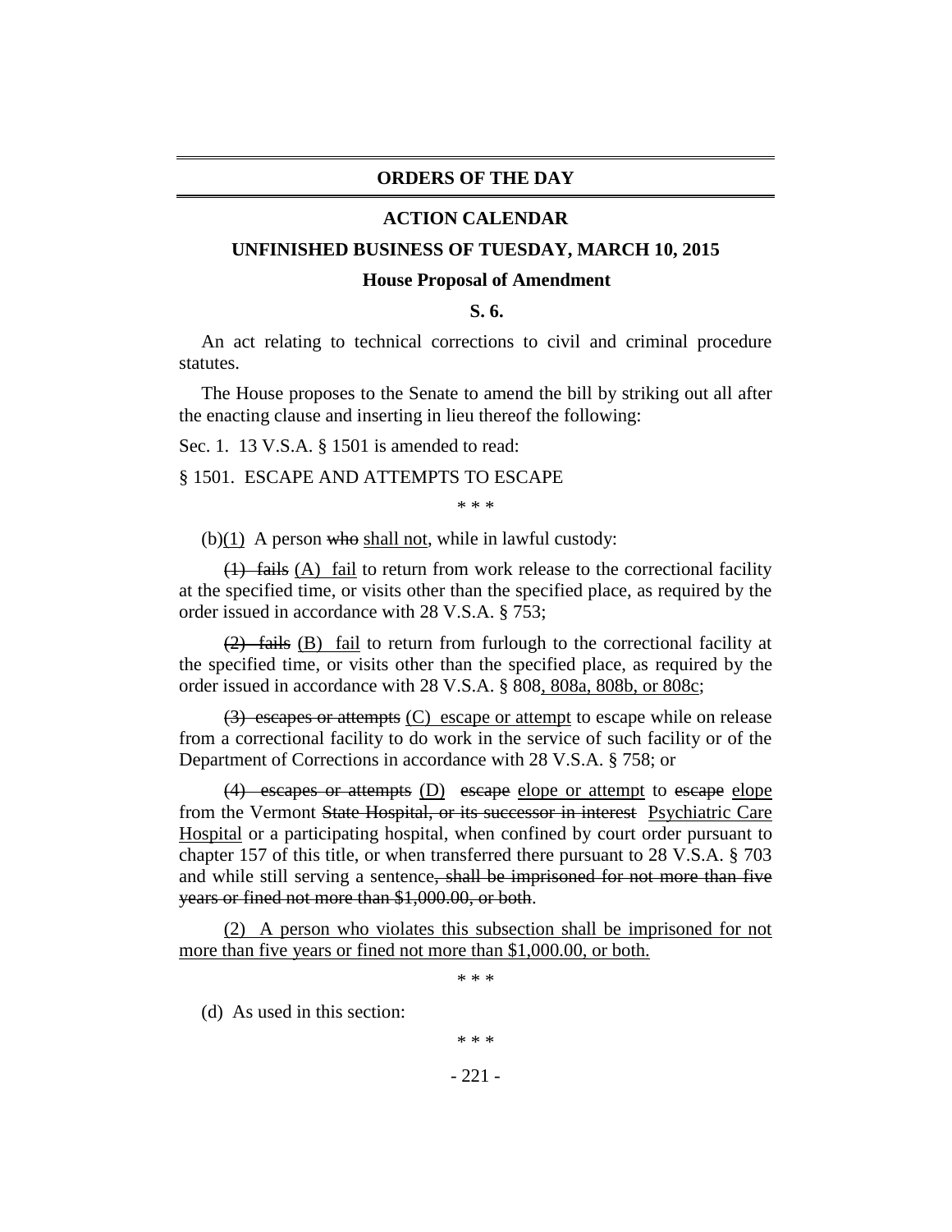## ORDERS OF THE DAY

## ACTION CALENDAR

### UNFINISHED BUSINESS OF TUESDAY, MARCH 10, 2015

#### House Proposal of Amendment

**S. 6.**

An act relating to technical corrections to civil and criminal procedure statutes.

The House proposes to the Senate to amend the bill by striking out all after the enacting clause and inserting in lieu thereof the following:

Sec. 1. 13 V.S.A. § 1501 is amended to read:

§ 1501. ESCAPE AND ATTEMPTS TO ESCAPE

\* \* \*

(b)<u>(1)</u> A person ~~who~~ <u>shall not</u>, while in lawful custody:

~~(1) fails~~ <u>(A) fail</u> to return from work release to the correctional facility at the specified time, or visits other than the specified place, as required by the order issued in accordance with 28 V.S.A. § 753;

~~(2) fails~~ <u>(B) fail</u> to return from furlough to the correctional facility at the specified time, or visits other than the specified place, as required by the order issued in accordance with 28 V.S.A. § 808<u>, 808a, 808b, or 808c</u>;

~~(3) escapes or attempts~~ <u>(C) escape or attempt</u> to escape while on release from a correctional facility to do work in the service of such facility or of the Department of Corrections in accordance with 28 V.S.A. § 758; or

~~(4) escapes or attempts~~ <u>(D)</u> ~~escape~~ <u>elope or attempt</u> to ~~escape~~ <u>elope</u> from the Vermont ~~State Hospital, or its successor in interest~~ <u>Psychiatric Care Hospital</u> or a participating hospital, when confined by court order pursuant to chapter 157 of this title, or when transferred there pursuant to 28 V.S.A. § 703 and while still serving a sentence~~, shall be imprisoned for not more than five years or fined not more than \$1,000.00, or both~~.

<u>(2) A person who violates this subsection shall be imprisoned for not more than five years or fined not more than \$1,000.00, or both.</u>

\* \* \*

(d) As used in this section:

\* \* \*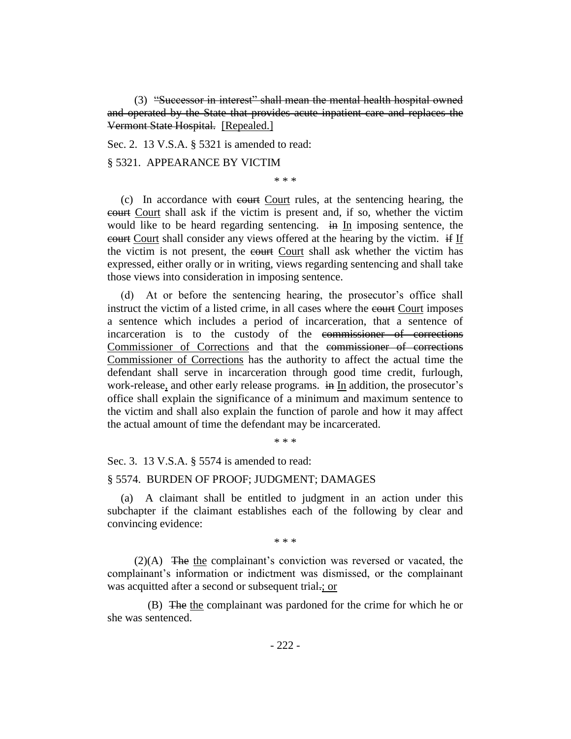(3) ~~"Successor in interest" shall mean the mental health hospital owned and operated by the State that provides acute inpatient care and replaces the Vermont State Hospital.~~ [Repealed.]

Sec. 2. 13 V.S.A. § 5321 is amended to read:

§ 5321. APPEARANCE BY VICTIM

\* \* \*

(c) In accordance with ~~court~~ Court rules, at the sentencing hearing, the ~~court~~ Court shall ask if the victim is present and, if so, whether the victim would like to be heard regarding sentencing. ~~in~~ In imposing sentence, the ~~court~~ Court shall consider any views offered at the hearing by the victim. ~~if~~ If the victim is not present, the ~~court~~ Court shall ask whether the victim has expressed, either orally or in writing, views regarding sentencing and shall take those views into consideration in imposing sentence.

(d) At or before the sentencing hearing, the prosecutor's office shall instruct the victim of a listed crime, in all cases where the ~~court~~ Court imposes a sentence which includes a period of incarceration, that a sentence of incarceration is to the custody of the ~~commissioner of corrections~~ Commissioner of Corrections and that the ~~commissioner of corrections~~ Commissioner of Corrections has the authority to affect the actual time the defendant shall serve in incarceration through good time credit, furlough, work-release, and other early release programs. ~~in~~ In addition, the prosecutor's office shall explain the significance of a minimum and maximum sentence to the victim and shall also explain the function of parole and how it may affect the actual amount of time the defendant may be incarcerated.

\* \* \*

Sec. 3. 13 V.S.A. § 5574 is amended to read:

§ 5574. BURDEN OF PROOF; JUDGMENT; DAMAGES

(a) A claimant shall be entitled to judgment in an action under this subchapter if the claimant establishes each of the following by clear and convincing evidence:

\* \* \*

(2)(A) ~~The~~ the complainant's conviction was reversed or vacated, the complainant's information or indictment was dismissed, or the complainant was acquitted after a second or subsequent trial~~.~~; or

(B) ~~The~~ the complainant was pardoned for the crime for which he or she was sentenced.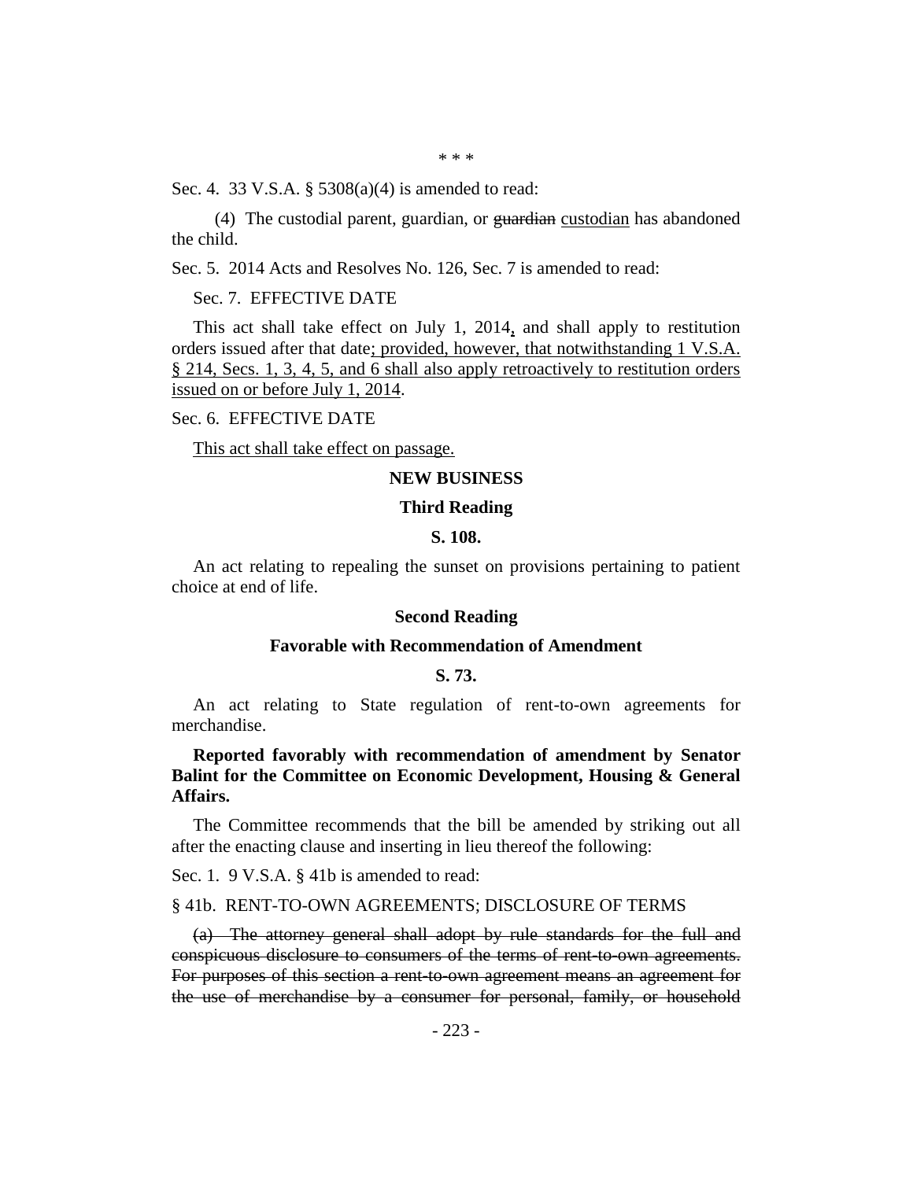\* \* \*

Sec. 4. 33 V.S.A. § 5308(a)(4) is amended to read:

(4) The custodial parent, guardian, or ~~guardian~~ <u>custodian</u> has abandoned the child.

Sec. 5. 2014 Acts and Resolves No. 126, Sec. 7 is amended to read:

Sec. 7. EFFECTIVE DATE

This act shall take effect on July 1, 2014<u>,</u> and shall apply to restitution orders issued after that date<u>; provided, however, that notwithstanding 1 V.S.A. § 214, Secs. 1, 3, 4, 5, and 6 shall also apply retroactively to restitution orders issued on or before July 1, 2014</u>.

Sec. 6. EFFECTIVE DATE

<u>This act shall take effect on passage.</u>

**NEW BUSINESS**

**Third Reading**

**S. 108.**

An act relating to repealing the sunset on provisions pertaining to patient choice at end of life.

**Second Reading**

**Favorable with Recommendation of Amendment**

**S. 73.**

An act relating to State regulation of rent-to-own agreements for merchandise.

**Reported favorably with recommendation of amendment by Senator Balint for the Committee on Economic Development, Housing & General Affairs.**

The Committee recommends that the bill be amended by striking out all after the enacting clause and inserting in lieu thereof the following:

Sec. 1. 9 V.S.A. § 41b is amended to read:

§ 41b. RENT-TO-OWN AGREEMENTS; DISCLOSURE OF TERMS

~~(a) The attorney general shall adopt by rule standards for the full and conspicuous disclosure to consumers of the terms of rent-to-own agreements. For purposes of this section a rent-to-own agreement means an agreement for the use of merchandise by a consumer for personal, family, or household~~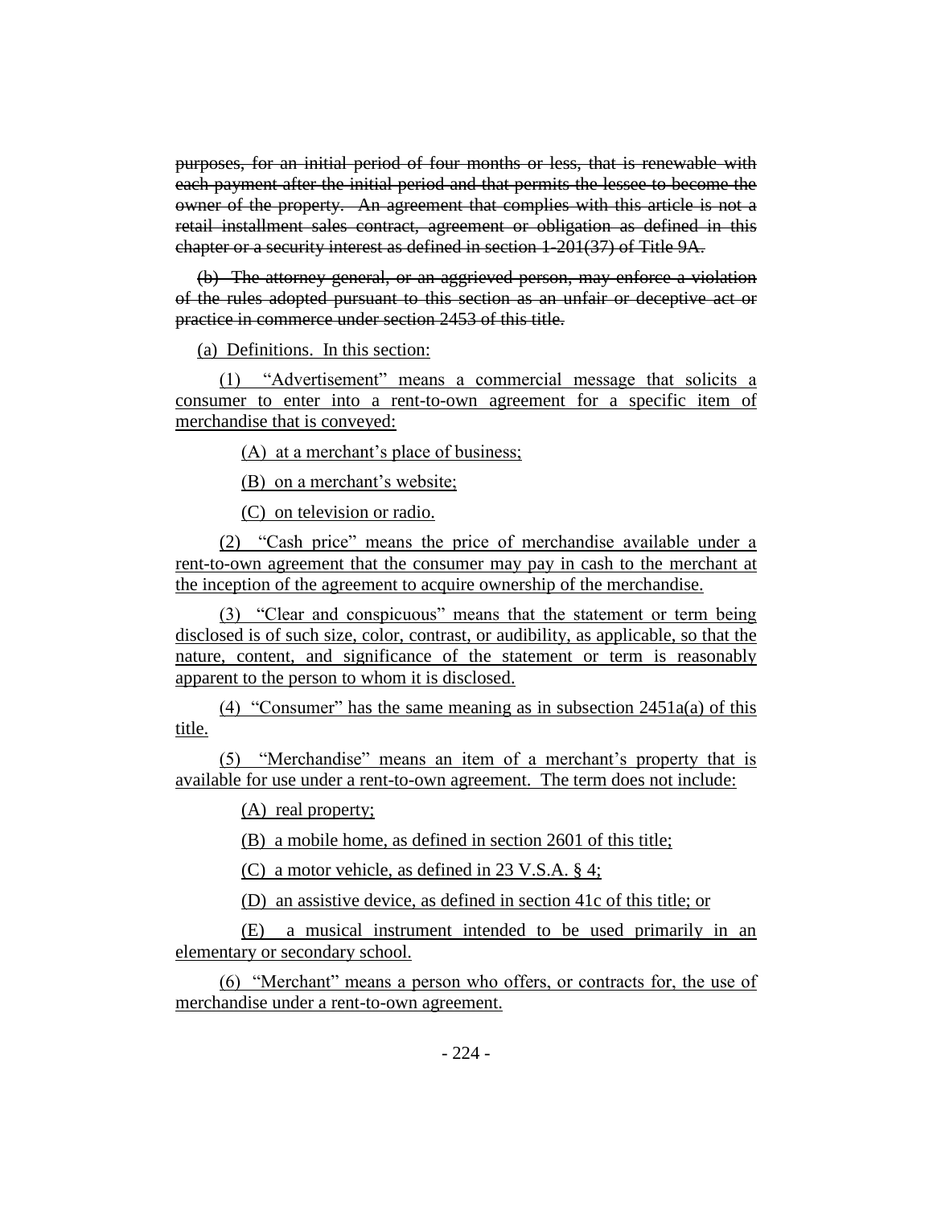~~purposes, for an initial period of four months or less, that is renewable with each payment after the initial period and that permits the lessee to become the owner of the property. An agreement that complies with this article is not a retail installment sales contract, agreement or obligation as defined in this chapter or a security interest as defined in section 1-201(37) of Title 9A.~~

~~(b) The attorney general, or an aggrieved person, may enforce a violation of the rules adopted pursuant to this section as an unfair or deceptive act or practice in commerce under section 2453 of this title.~~

<u>(a) Definitions. In this section:</u>

<u>(1) "Advertisement" means a commercial message that solicits a consumer to enter into a rent-to-own agreement for a specific item of merchandise that is conveyed:</u>

<u>(A) at a merchant's place of business;</u>

<u>(B) on a merchant's website;</u>

<u>(C) on television or radio.</u>

<u>(2) "Cash price" means the price of merchandise available under a rent-to-own agreement that the consumer may pay in cash to the merchant at the inception of the agreement to acquire ownership of the merchandise.</u>

<u>(3) "Clear and conspicuous" means that the statement or term being disclosed is of such size, color, contrast, or audibility, as applicable, so that the nature, content, and significance of the statement or term is reasonably apparent to the person to whom it is disclosed.</u>

<u>(4) "Consumer" has the same meaning as in subsection 2451a(a) of this title.</u>

<u>(5) "Merchandise" means an item of a merchant's property that is available for use under a rent-to-own agreement. The term does not include:</u>

<u>(A) real property;</u>

<u>(B) a mobile home, as defined in section 2601 of this title;</u>

<u>(C) a motor vehicle, as defined in 23 V.S.A. § 4;</u>

<u>(D) an assistive device, as defined in section 41c of this title; or</u>

<u>(E) a musical instrument intended to be used primarily in an elementary or secondary school.</u>

<u>(6) "Merchant" means a person who offers, or contracts for, the use of merchandise under a rent-to-own agreement.</u>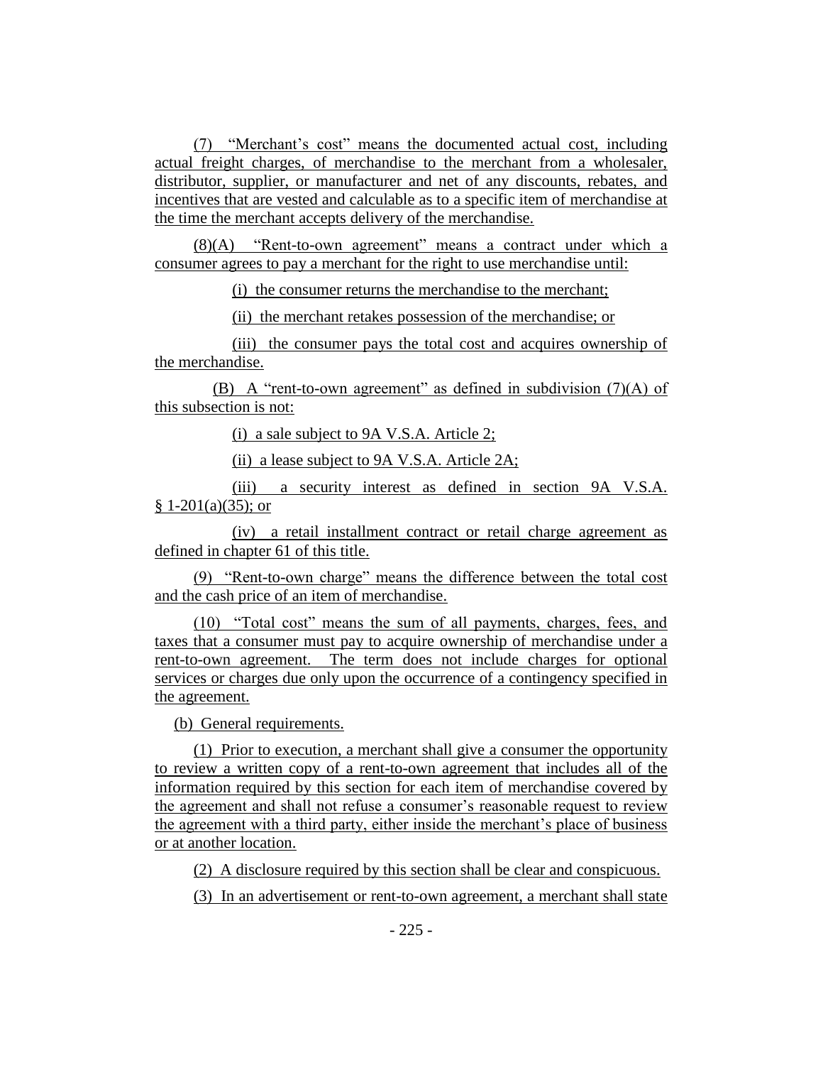(7) "Merchant's cost" means the documented actual cost, including actual freight charges, of merchandise to the merchant from a wholesaler, distributor, supplier, or manufacturer and net of any discounts, rebates, and incentives that are vested and calculable as to a specific item of merchandise at the time the merchant accepts delivery of the merchandise.

(8)(A) "Rent-to-own agreement" means a contract under which a consumer agrees to pay a merchant for the right to use merchandise until:

(i) the consumer returns the merchandise to the merchant;

(ii) the merchant retakes possession of the merchandise; or

(iii) the consumer pays the total cost and acquires ownership of the merchandise.

(B) A "rent-to-own agreement" as defined in subdivision (7)(A) of this subsection is not:

(i) a sale subject to 9A V.S.A. Article 2;

(ii) a lease subject to 9A V.S.A. Article 2A;

(iii) a security interest as defined in section 9A V.S.A. § 1-201(a)(35); or

(iv) a retail installment contract or retail charge agreement as defined in chapter 61 of this title.

(9) "Rent-to-own charge" means the difference between the total cost and the cash price of an item of merchandise.

(10) "Total cost" means the sum of all payments, charges, fees, and taxes that a consumer must pay to acquire ownership of merchandise under a rent-to-own agreement. The term does not include charges for optional services or charges due only upon the occurrence of a contingency specified in the agreement.

(b) General requirements.

(1) Prior to execution, a merchant shall give a consumer the opportunity to review a written copy of a rent-to-own agreement that includes all of the information required by this section for each item of merchandise covered by the agreement and shall not refuse a consumer's reasonable request to review the agreement with a third party, either inside the merchant's place of business or at another location.

(2) A disclosure required by this section shall be clear and conspicuous.

(3) In an advertisement or rent-to-own agreement, a merchant shall state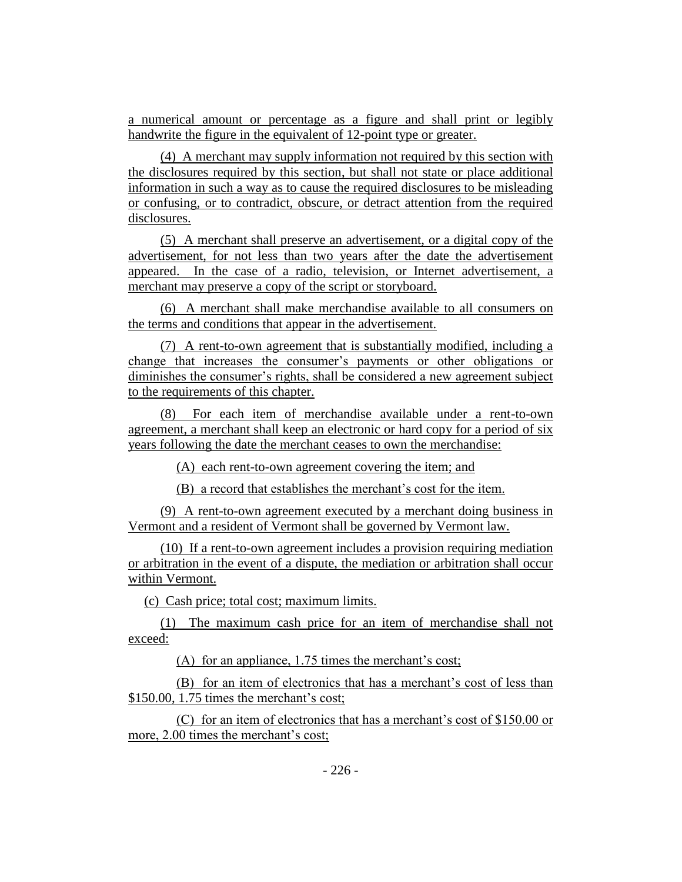a numerical amount or percentage as a figure and shall print or legibly handwrite the figure in the equivalent of 12-point type or greater.

(4) A merchant may supply information not required by this section with the disclosures required by this section, but shall not state or place additional information in such a way as to cause the required disclosures to be misleading or confusing, or to contradict, obscure, or detract attention from the required disclosures.

(5) A merchant shall preserve an advertisement, or a digital copy of the advertisement, for not less than two years after the date the advertisement appeared. In the case of a radio, television, or Internet advertisement, a merchant may preserve a copy of the script or storyboard.

(6) A merchant shall make merchandise available to all consumers on the terms and conditions that appear in the advertisement.

(7) A rent-to-own agreement that is substantially modified, including a change that increases the consumer's payments or other obligations or diminishes the consumer's rights, shall be considered a new agreement subject to the requirements of this chapter.

(8) For each item of merchandise available under a rent-to-own agreement, a merchant shall keep an electronic or hard copy for a period of six years following the date the merchant ceases to own the merchandise:

(A) each rent-to-own agreement covering the item; and

(B) a record that establishes the merchant's cost for the item.

(9) A rent-to-own agreement executed by a merchant doing business in Vermont and a resident of Vermont shall be governed by Vermont law.

(10) If a rent-to-own agreement includes a provision requiring mediation or arbitration in the event of a dispute, the mediation or arbitration shall occur within Vermont.

(c) Cash price; total cost; maximum limits.

(1) The maximum cash price for an item of merchandise shall not exceed:

(A) for an appliance, 1.75 times the merchant's cost;

(B) for an item of electronics that has a merchant's cost of less than $150.00, 1.75 times the merchant's cost;

(C) for an item of electronics that has a merchant's cost of $150.00 or more, 2.00 times the merchant's cost;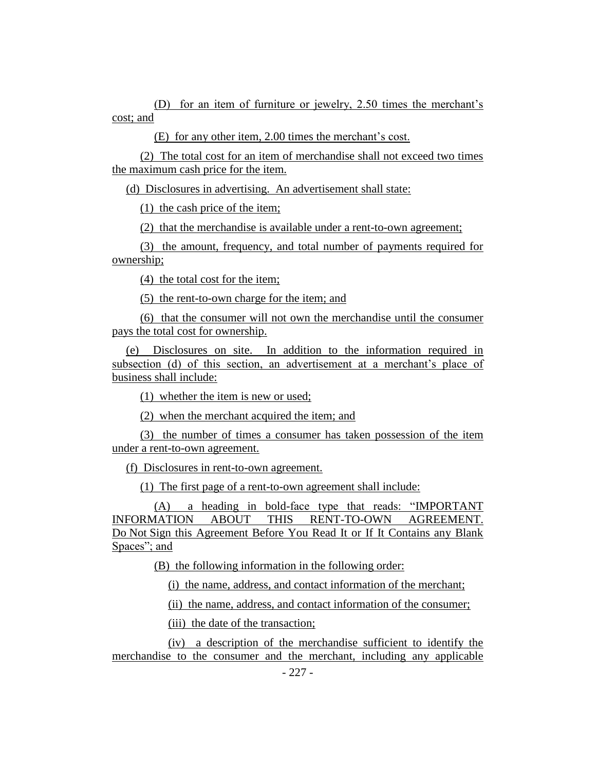(D) for an item of furniture or jewelry, 2.50 times the merchant's cost; and

(E) for any other item, 2.00 times the merchant's cost.

(2) The total cost for an item of merchandise shall not exceed two times the maximum cash price for the item.

(d) Disclosures in advertising. An advertisement shall state:

(1) the cash price of the item;

(2) that the merchandise is available under a rent-to-own agreement;

(3) the amount, frequency, and total number of payments required for ownership;

(4) the total cost for the item;

(5) the rent-to-own charge for the item; and

(6) that the consumer will not own the merchandise until the consumer pays the total cost for ownership.

(e) Disclosures on site. In addition to the information required in subsection (d) of this section, an advertisement at a merchant's place of business shall include:

(1) whether the item is new or used;

(2) when the merchant acquired the item; and

(3) the number of times a consumer has taken possession of the item under a rent-to-own agreement.

(f) Disclosures in rent-to-own agreement.

(1) The first page of a rent-to-own agreement shall include:

(A) a heading in bold-face type that reads: "IMPORTANT INFORMATION ABOUT THIS RENT-TO-OWN AGREEMENT. Do Not Sign this Agreement Before You Read It or If It Contains any Blank Spaces"; and

(B) the following information in the following order:

(i) the name, address, and contact information of the merchant;

(ii) the name, address, and contact information of the consumer;

(iii) the date of the transaction;

(iv) a description of the merchandise sufficient to identify the merchandise to the consumer and the merchant, including any applicable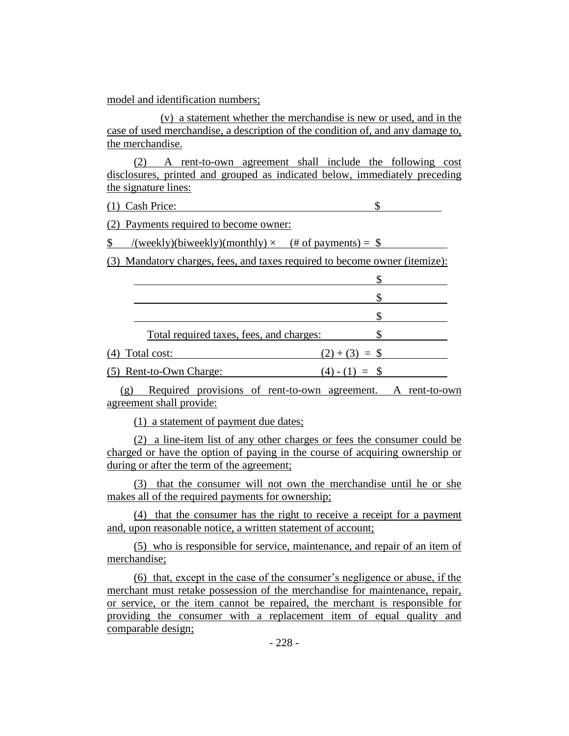model and identification numbers;

(v) a statement whether the merchandise is new or used, and in the case of used merchandise, a description of the condition of, and any damage to, the merchandise.

(2) A rent-to-own agreement shall include the following cost disclosures, printed and grouped as indicated below, immediately preceding the signature lines:

(1) Cash Price: $

(2) Payments required to become owner:

$ /(weekly)(biweekly)(monthly) × (# of payments) = $

(3) Mandatory charges, fees, and taxes required to become owner (itemize):

| | |
|---|---|
| | $ |
| | $ |
| | $ |
| Total required taxes, fees, and charges: | $ |

(4) Total cost: (2) + (3) = $

(5) Rent-to-Own Charge: (4) - (1) = $

(g) Required provisions of rent-to-own agreement. A rent-to-own agreement shall provide:

(1) a statement of payment due dates;

(2) a line-item list of any other charges or fees the consumer could be charged or have the option of paying in the course of acquiring ownership or during or after the term of the agreement;

(3) that the consumer will not own the merchandise until he or she makes all of the required payments for ownership;

(4) that the consumer has the right to receive a receipt for a payment and, upon reasonable notice, a written statement of account;

(5) who is responsible for service, maintenance, and repair of an item of merchandise;

(6) that, except in the case of the consumer's negligence or abuse, if the merchant must retake possession of the merchandise for maintenance, repair, or service, or the item cannot be repaired, the merchant is responsible for providing the consumer with a replacement item of equal quality and comparable design;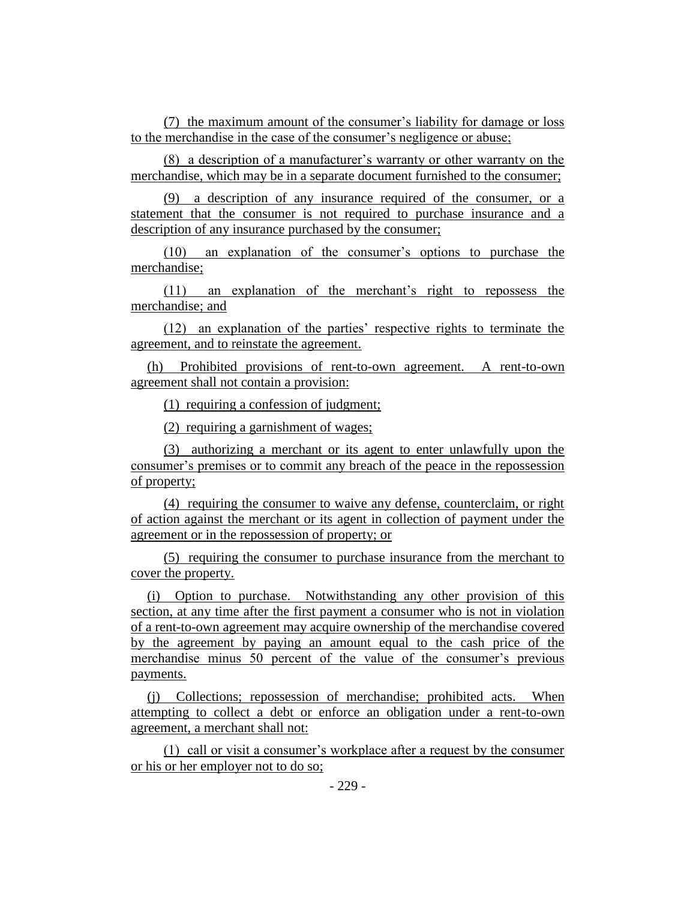(7) the maximum amount of the consumer's liability for damage or loss to the merchandise in the case of the consumer's negligence or abuse;

(8) a description of a manufacturer's warranty or other warranty on the merchandise, which may be in a separate document furnished to the consumer;

(9) a description of any insurance required of the consumer, or a statement that the consumer is not required to purchase insurance and a description of any insurance purchased by the consumer;

(10) an explanation of the consumer's options to purchase the merchandise;

(11) an explanation of the merchant's right to repossess the merchandise; and

(12) an explanation of the parties' respective rights to terminate the agreement, and to reinstate the agreement.

(h) Prohibited provisions of rent-to-own agreement. A rent-to-own agreement shall not contain a provision:

(1) requiring a confession of judgment;

(2) requiring a garnishment of wages;

(3) authorizing a merchant or its agent to enter unlawfully upon the consumer's premises or to commit any breach of the peace in the repossession of property;

(4) requiring the consumer to waive any defense, counterclaim, or right of action against the merchant or its agent in collection of payment under the agreement or in the repossession of property; or

(5) requiring the consumer to purchase insurance from the merchant to cover the property.

(i) Option to purchase. Notwithstanding any other provision of this section, at any time after the first payment a consumer who is not in violation of a rent-to-own agreement may acquire ownership of the merchandise covered by the agreement by paying an amount equal to the cash price of the merchandise minus 50 percent of the value of the consumer's previous payments.

(j) Collections; repossession of merchandise; prohibited acts. When attempting to collect a debt or enforce an obligation under a rent-to-own agreement, a merchant shall not:

(1) call or visit a consumer's workplace after a request by the consumer or his or her employer not to do so;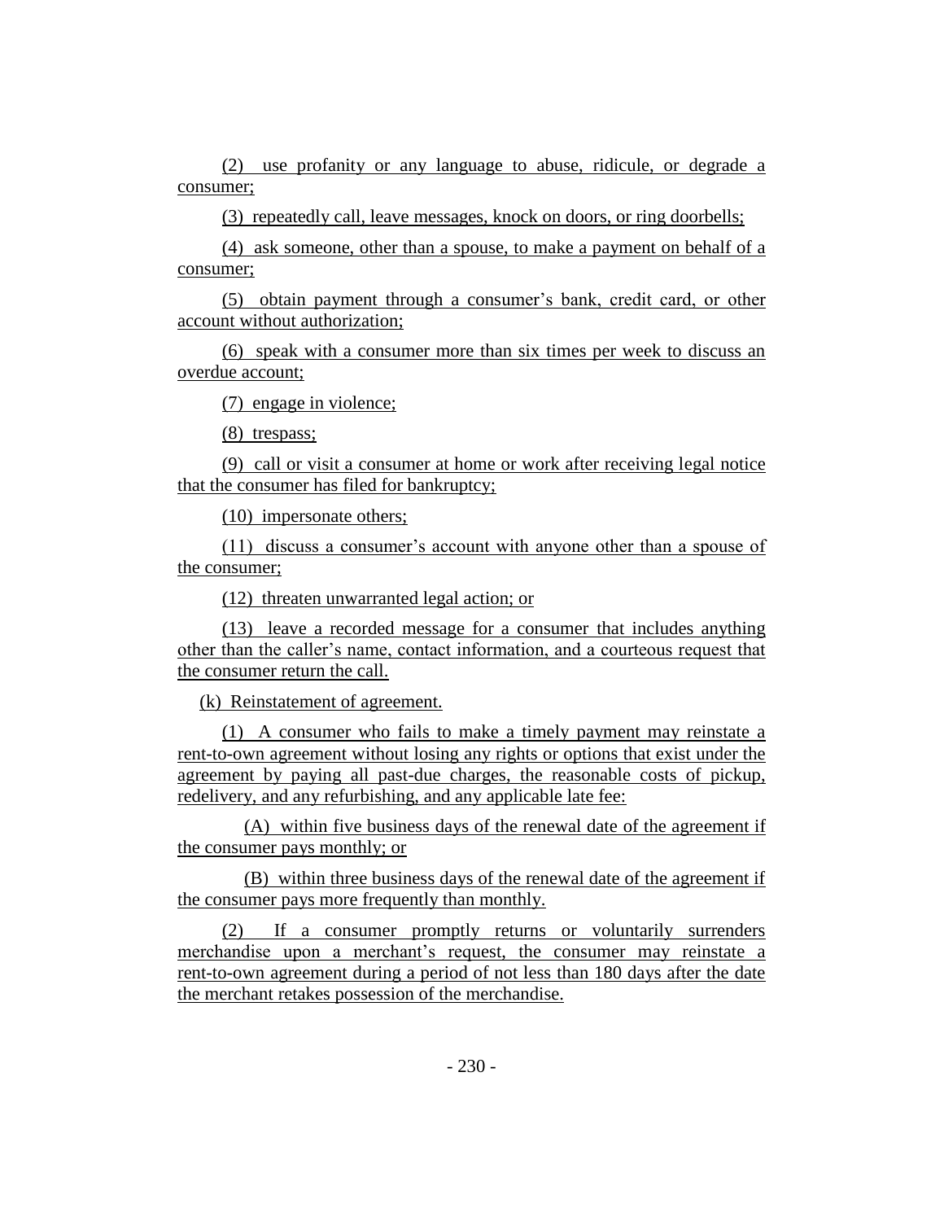(2) use profanity or any language to abuse, ridicule, or degrade a consumer;

(3) repeatedly call, leave messages, knock on doors, or ring doorbells;

(4) ask someone, other than a spouse, to make a payment on behalf of a consumer;

(5) obtain payment through a consumer's bank, credit card, or other account without authorization;

(6) speak with a consumer more than six times per week to discuss an overdue account;

(7) engage in violence;

(8) trespass;

(9) call or visit a consumer at home or work after receiving legal notice that the consumer has filed for bankruptcy;

(10) impersonate others;

(11) discuss a consumer's account with anyone other than a spouse of the consumer;

(12) threaten unwarranted legal action; or

(13) leave a recorded message for a consumer that includes anything other than the caller's name, contact information, and a courteous request that the consumer return the call.

(k) Reinstatement of agreement.

(1) A consumer who fails to make a timely payment may reinstate a rent-to-own agreement without losing any rights or options that exist under the agreement by paying all past-due charges, the reasonable costs of pickup, redelivery, and any refurbishing, and any applicable late fee:

(A) within five business days of the renewal date of the agreement if the consumer pays monthly; or

(B) within three business days of the renewal date of the agreement if the consumer pays more frequently than monthly.

(2) If a consumer promptly returns or voluntarily surrenders merchandise upon a merchant's request, the consumer may reinstate a rent-to-own agreement during a period of not less than 180 days after the date the merchant retakes possession of the merchandise.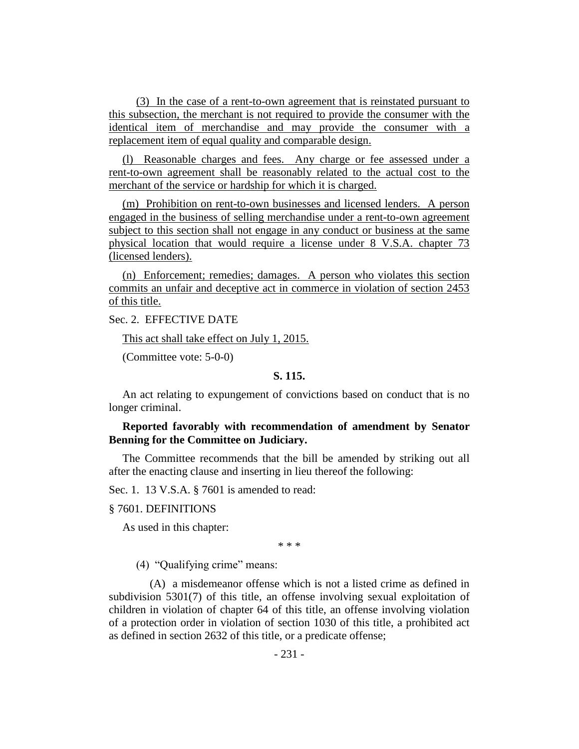(3) In the case of a rent-to-own agreement that is reinstated pursuant to this subsection, the merchant is not required to provide the consumer with the identical item of merchandise and may provide the consumer with a replacement item of equal quality and comparable design.

(l) Reasonable charges and fees. Any charge or fee assessed under a rent-to-own agreement shall be reasonably related to the actual cost to the merchant of the service or hardship for which it is charged.

(m) Prohibition on rent-to-own businesses and licensed lenders. A person engaged in the business of selling merchandise under a rent-to-own agreement subject to this section shall not engage in any conduct or business at the same physical location that would require a license under 8 V.S.A. chapter 73 (licensed lenders).

(n) Enforcement; remedies; damages. A person who violates this section commits an unfair and deceptive act in commerce in violation of section 2453 of this title.

Sec. 2. EFFECTIVE DATE

This act shall take effect on July 1, 2015.

(Committee vote: 5-0-0)

**S. 115.**

An act relating to expungement of convictions based on conduct that is no longer criminal.

**Reported favorably with recommendation of amendment by Senator Benning for the Committee on Judiciary.**

The Committee recommends that the bill be amended by striking out all after the enacting clause and inserting in lieu thereof the following:

Sec. 1. 13 V.S.A. § 7601 is amended to read:

§ 7601. DEFINITIONS

As used in this chapter:

\* \* \*

(4) "Qualifying crime" means:

(A) a misdemeanor offense which is not a listed crime as defined in subdivision 5301(7) of this title, an offense involving sexual exploitation of children in violation of chapter 64 of this title, an offense involving violation of a protection order in violation of section 1030 of this title, a prohibited act as defined in section 2632 of this title, or a predicate offense;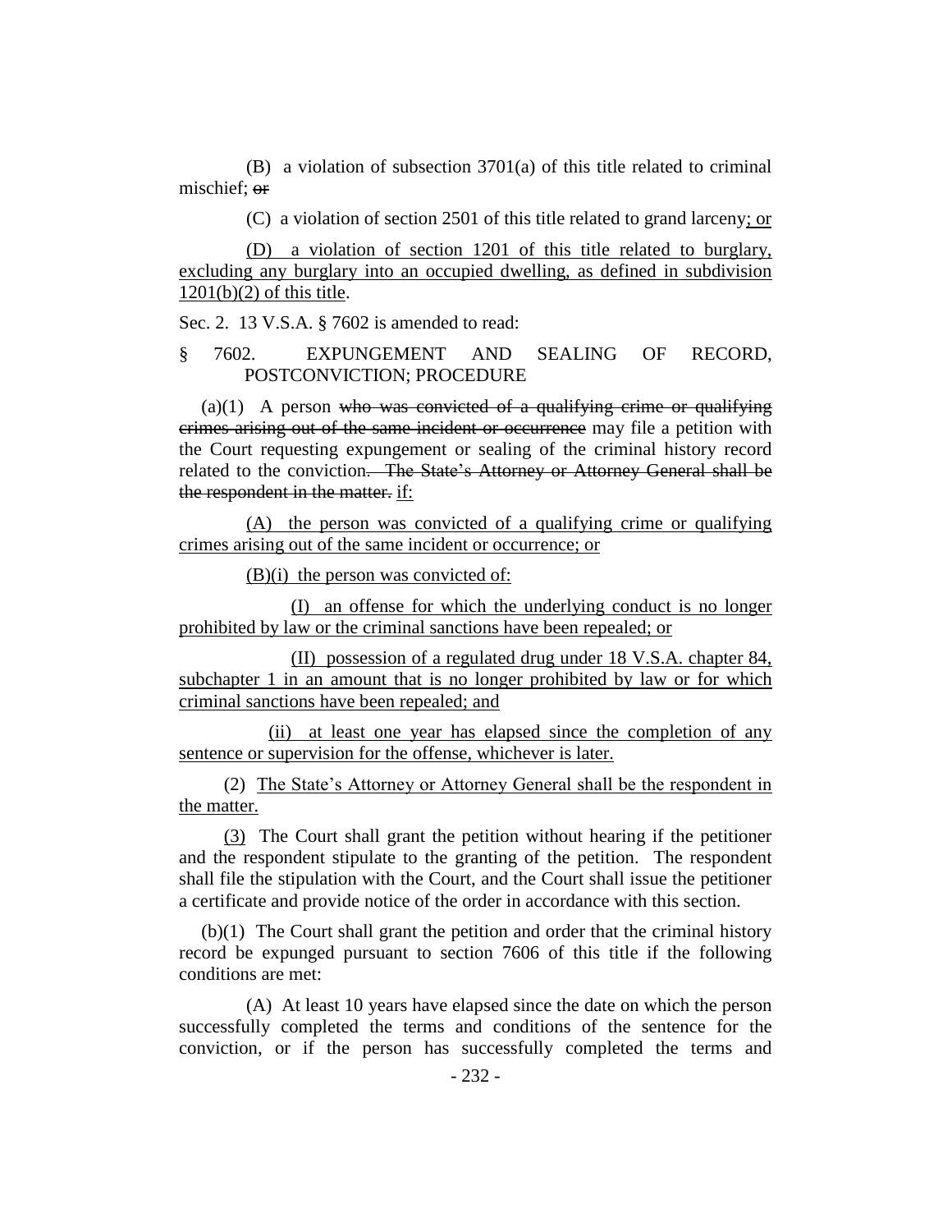(B) a violation of subsection 3701(a) of this title related to criminal mischief; ~~or~~

(C) a violation of section 2501 of this title related to grand larceny; or

(D) a violation of section 1201 of this title related to burglary, excluding any burglary into an occupied dwelling, as defined in subdivision 1201(b)(2) of this title.

Sec. 2. 13 V.S.A. § 7602 is amended to read:

§ 7602. EXPUNGEMENT AND SEALING OF RECORD, POSTCONVICTION; PROCEDURE

(a)(1) A person ~~who was convicted of a qualifying crime or qualifying crimes arising out of the same incident or occurrence~~ may file a petition with the Court requesting expungement or sealing of the criminal history record related to the conviction~~. The State's Attorney or Attorney General shall be the respondent in the matter.~~ if:

(A) the person was convicted of a qualifying crime or qualifying crimes arising out of the same incident or occurrence; or

(B)(i) the person was convicted of:

(I) an offense for which the underlying conduct is no longer prohibited by law or the criminal sanctions have been repealed; or

(II) possession of a regulated drug under 18 V.S.A. chapter 84, subchapter 1 in an amount that is no longer prohibited by law or for which criminal sanctions have been repealed; and

(ii) at least one year has elapsed since the completion of any sentence or supervision for the offense, whichever is later.

(2) The State's Attorney or Attorney General shall be the respondent in the matter.

(3) The Court shall grant the petition without hearing if the petitioner and the respondent stipulate to the granting of the petition. The respondent shall file the stipulation with the Court, and the Court shall issue the petitioner a certificate and provide notice of the order in accordance with this section.

(b)(1) The Court shall grant the petition and order that the criminal history record be expunged pursuant to section 7606 of this title if the following conditions are met:

(A) At least 10 years have elapsed since the date on which the person successfully completed the terms and conditions of the sentence for the conviction, or if the person has successfully completed the terms and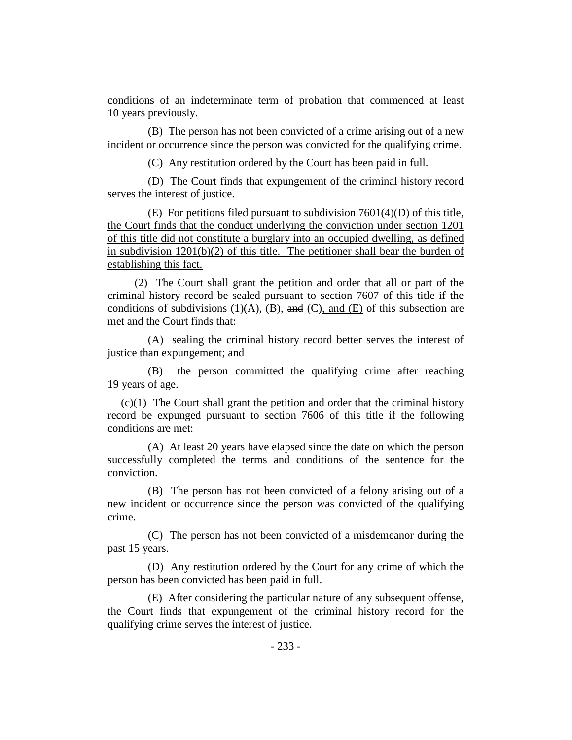conditions of an indeterminate term of probation that commenced at least 10 years previously.

(B) The person has not been convicted of a crime arising out of a new incident or occurrence since the person was convicted for the qualifying crime.

(C) Any restitution ordered by the Court has been paid in full.

(D) The Court finds that expungement of the criminal history record serves the interest of justice.

<u>(E) For petitions filed pursuant to subdivision 7601(4)(D) of this title, the Court finds that the conduct underlying the conviction under section 1201 of this title did not constitute a burglary into an occupied dwelling, as defined in subdivision 1201(b)(2) of this title. The petitioner shall bear the burden of establishing this fact.</u>

(2) The Court shall grant the petition and order that all or part of the criminal history record be sealed pursuant to section 7607 of this title if the conditions of subdivisions (1)(A), (B), ~~and~~ (C)<u>, and (E)</u> of this subsection are met and the Court finds that:

(A) sealing the criminal history record better serves the interest of justice than expungement; and

(B) the person committed the qualifying crime after reaching 19 years of age.

(c)(1) The Court shall grant the petition and order that the criminal history record be expunged pursuant to section 7606 of this title if the following conditions are met:

(A) At least 20 years have elapsed since the date on which the person successfully completed the terms and conditions of the sentence for the conviction.

(B) The person has not been convicted of a felony arising out of a new incident or occurrence since the person was convicted of the qualifying crime.

(C) The person has not been convicted of a misdemeanor during the past 15 years.

(D) Any restitution ordered by the Court for any crime of which the person has been convicted has been paid in full.

(E) After considering the particular nature of any subsequent offense, the Court finds that expungement of the criminal history record for the qualifying crime serves the interest of justice.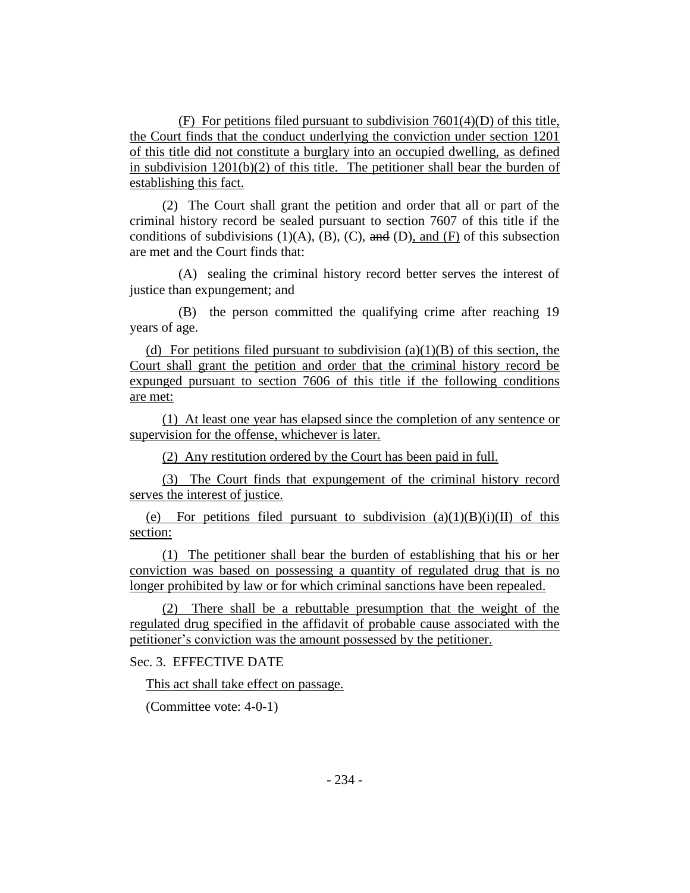(F) For petitions filed pursuant to subdivision 7601(4)(D) of this title, the Court finds that the conduct underlying the conviction under section 1201 of this title did not constitute a burglary into an occupied dwelling, as defined in subdivision 1201(b)(2) of this title. The petitioner shall bear the burden of establishing this fact.

(2) The Court shall grant the petition and order that all or part of the criminal history record be sealed pursuant to section 7607 of this title if the conditions of subdivisions (1)(A), (B), (C), ~~and~~ (D), and (F) of this subsection are met and the Court finds that:

(A) sealing the criminal history record better serves the interest of justice than expungement; and

(B) the person committed the qualifying crime after reaching 19 years of age.

(d) For petitions filed pursuant to subdivision (a)(1)(B) of this section, the Court shall grant the petition and order that the criminal history record be expunged pursuant to section 7606 of this title if the following conditions are met:

(1) At least one year has elapsed since the completion of any sentence or supervision for the offense, whichever is later.

(2) Any restitution ordered by the Court has been paid in full.

(3) The Court finds that expungement of the criminal history record serves the interest of justice.

(e) For petitions filed pursuant to subdivision (a)(1)(B)(i)(II) of this section:

(1) The petitioner shall bear the burden of establishing that his or her conviction was based on possessing a quantity of regulated drug that is no longer prohibited by law or for which criminal sanctions have been repealed.

(2) There shall be a rebuttable presumption that the weight of the regulated drug specified in the affidavit of probable cause associated with the petitioner's conviction was the amount possessed by the petitioner.

Sec. 3. EFFECTIVE DATE

This act shall take effect on passage.

(Committee vote: 4-0-1)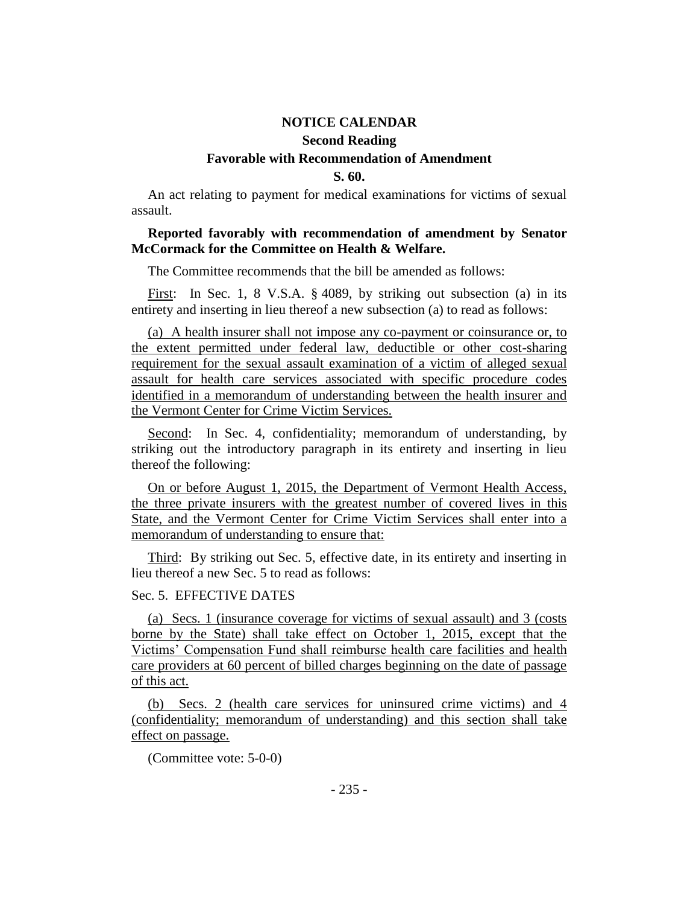## NOTICE CALENDAR

### Second Reading

### Favorable with Recommendation of Amendment

### S. 60.

An act relating to payment for medical examinations for victims of sexual assault.

**Reported favorably with recommendation of amendment by Senator McCormack for the Committee on Health & Welfare.**

The Committee recommends that the bill be amended as follows:

First: In Sec. 1, 8 V.S.A. § 4089, by striking out subsection (a) in its entirety and inserting in lieu thereof a new subsection (a) to read as follows:

(a) A health insurer shall not impose any co-payment or coinsurance or, to the extent permitted under federal law, deductible or other cost-sharing requirement for the sexual assault examination of a victim of alleged sexual assault for health care services associated with specific procedure codes identified in a memorandum of understanding between the health insurer and the Vermont Center for Crime Victim Services.

Second: In Sec. 4, confidentiality; memorandum of understanding, by striking out the introductory paragraph in its entirety and inserting in lieu thereof the following:

On or before August 1, 2015, the Department of Vermont Health Access, the three private insurers with the greatest number of covered lives in this State, and the Vermont Center for Crime Victim Services shall enter into a memorandum of understanding to ensure that:

Third: By striking out Sec. 5, effective date, in its entirety and inserting in lieu thereof a new Sec. 5 to read as follows:

Sec. 5. EFFECTIVE DATES

(a) Secs. 1 (insurance coverage for victims of sexual assault) and 3 (costs borne by the State) shall take effect on October 1, 2015, except that the Victims' Compensation Fund shall reimburse health care facilities and health care providers at 60 percent of billed charges beginning on the date of passage of this act.

(b) Secs. 2 (health care services for uninsured crime victims) and 4 (confidentiality; memorandum of understanding) and this section shall take effect on passage.

(Committee vote: 5-0-0)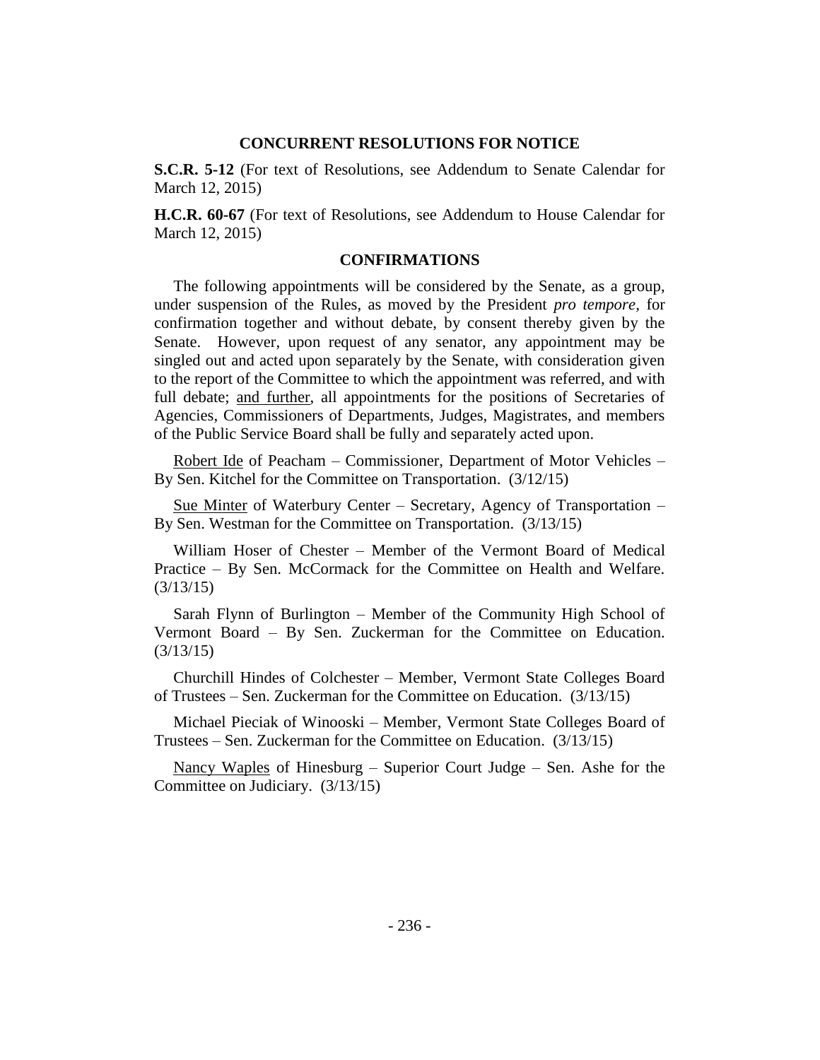## CONCURRENT RESOLUTIONS FOR NOTICE

**S.C.R. 5-12** (For text of Resolutions, see Addendum to Senate Calendar for March 12, 2015)

**H.C.R. 60-67** (For text of Resolutions, see Addendum to House Calendar for March 12, 2015)

## CONFIRMATIONS

The following appointments will be considered by the Senate, as a group, under suspension of the Rules, as moved by the President *pro tempore,* for confirmation together and without debate, by consent thereby given by the Senate. However, upon request of any senator, any appointment may be singled out and acted upon separately by the Senate, with consideration given to the report of the Committee to which the appointment was referred, and with full debate; and further, all appointments for the positions of Secretaries of Agencies, Commissioners of Departments, Judges, Magistrates, and members of the Public Service Board shall be fully and separately acted upon.

Robert Ide of Peacham – Commissioner, Department of Motor Vehicles – By Sen. Kitchel for the Committee on Transportation. (3/12/15)

Sue Minter of Waterbury Center – Secretary, Agency of Transportation – By Sen. Westman for the Committee on Transportation. (3/13/15)

William Hoser of Chester – Member of the Vermont Board of Medical Practice – By Sen. McCormack for the Committee on Health and Welfare. (3/13/15)

Sarah Flynn of Burlington – Member of the Community High School of Vermont Board – By Sen. Zuckerman for the Committee on Education. (3/13/15)

Churchill Hindes of Colchester – Member, Vermont State Colleges Board of Trustees – Sen. Zuckerman for the Committee on Education. (3/13/15)

Michael Pieciak of Winooski – Member, Vermont State Colleges Board of Trustees – Sen. Zuckerman for the Committee on Education. (3/13/15)

Nancy Waples of Hinesburg – Superior Court Judge – Sen. Ashe for the Committee on Judiciary. (3/13/15)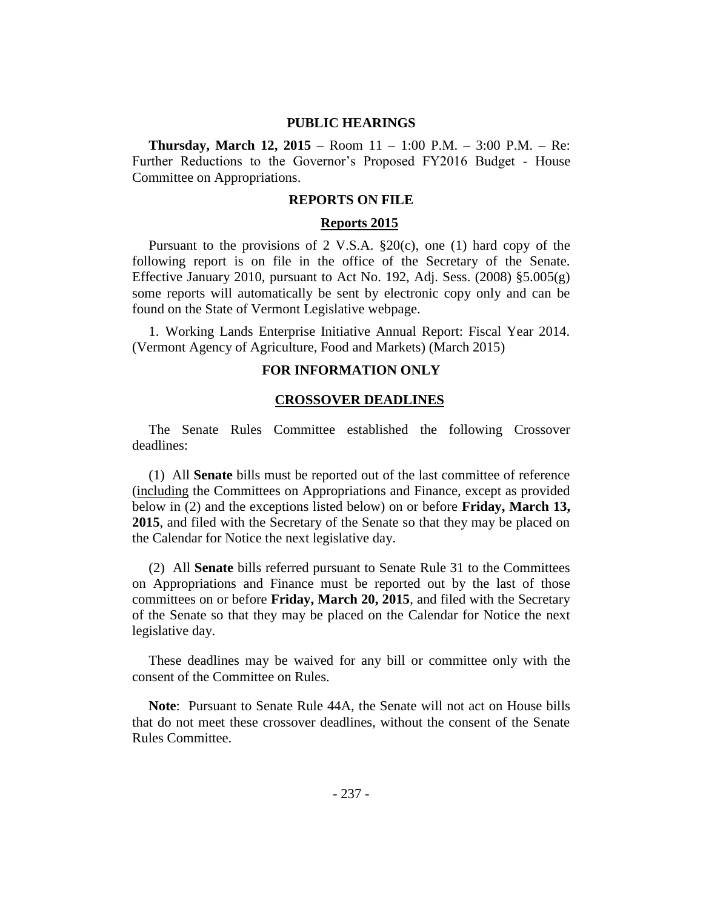## PUBLIC HEARINGS

**Thursday, March 12, 2015** – Room 11 – 1:00 P.M. – 3:00 P.M. – Re: Further Reductions to the Governor's Proposed FY2016 Budget - House Committee on Appropriations.

## REPORTS ON FILE

### Reports 2015

Pursuant to the provisions of 2 V.S.A. §20(c), one (1) hard copy of the following report is on file in the office of the Secretary of the Senate. Effective January 2010, pursuant to Act No. 192, Adj. Sess. (2008) §5.005(g) some reports will automatically be sent by electronic copy only and can be found on the State of Vermont Legislative webpage.

1. Working Lands Enterprise Initiative Annual Report: Fiscal Year 2014. (Vermont Agency of Agriculture, Food and Markets) (March 2015)

## FOR INFORMATION ONLY

### CROSSOVER DEADLINES

The Senate Rules Committee established the following Crossover deadlines:

(1) All **Senate** bills must be reported out of the last committee of reference (including the Committees on Appropriations and Finance, except as provided below in (2) and the exceptions listed below) on or before **Friday, March 13, 2015**, and filed with the Secretary of the Senate so that they may be placed on the Calendar for Notice the next legislative day.

(2) All **Senate** bills referred pursuant to Senate Rule 31 to the Committees on Appropriations and Finance must be reported out by the last of those committees on or before **Friday, March 20, 2015**, and filed with the Secretary of the Senate so that they may be placed on the Calendar for Notice the next legislative day.

These deadlines may be waived for any bill or committee only with the consent of the Committee on Rules.

**Note**: Pursuant to Senate Rule 44A, the Senate will not act on House bills that do not meet these crossover deadlines, without the consent of the Senate Rules Committee.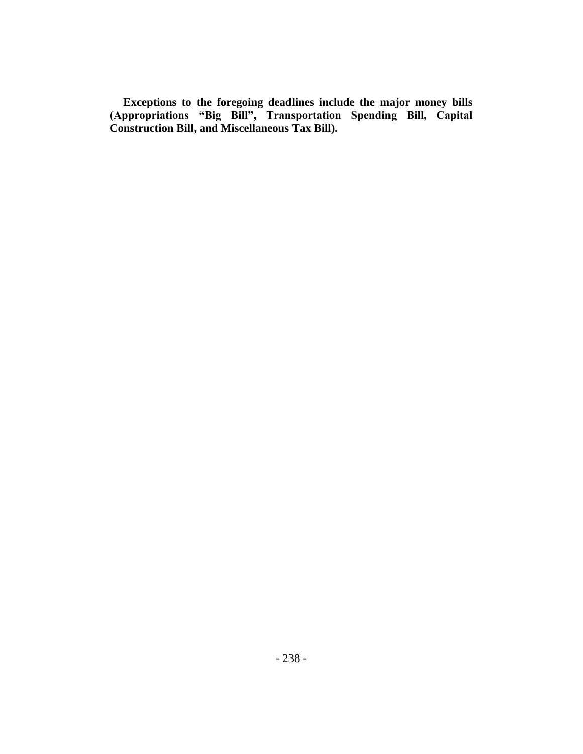**Exceptions to the foregoing deadlines include the major money bills (Appropriations "Big Bill", Transportation Spending Bill, Capital Construction Bill, and Miscellaneous Tax Bill).**